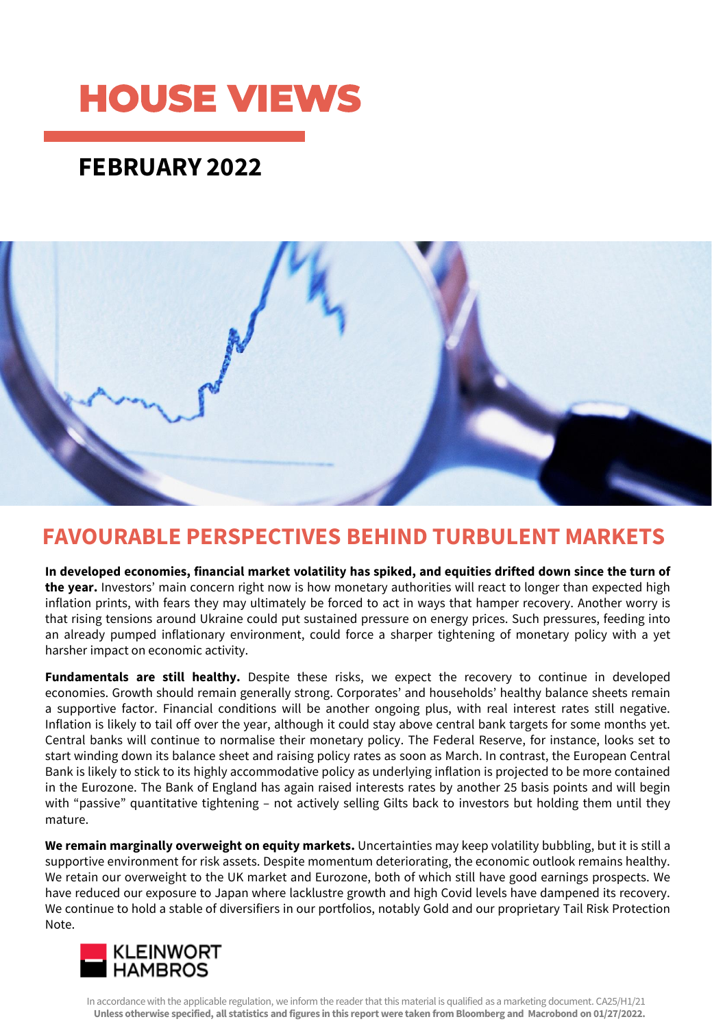# HOUSE VIEWS

## FEBRUARY 2022

## FAVOURABLE PERSPECTIVES BEHIND TURBULENT MARKETS

**In developed economies, financial market volatility has spiked, and equities drifted down since the turn of the year.** Investors' main concern right now is how monetary authorities will react to longer than expected high inflation prints, with fears they may ultimately be forced to act in ways that hamper recovery. Another worry is that rising tensions around Ukraine could put sustained pressure on energy prices. Such pressures, feeding into an already pumped inflationary environment, could force a sharper tightening of monetary policy with a yet harsher impact on economic activity.

**Fundamentals are still healthy.** Despite these risks, we expect the recovery to continue in developed economies. Growth should remain generally strong. Corporates' and households' healthy balance sheets remain a supportive factor. Financial conditions will be another ongoing plus, with real interest rates still negative. Inflation is likely to tail off over the year, although it could stay above central bank targets for some months yet. Central banks will continue to normalise their monetary policy. The Federal Reserve, for instance, looks set to start winding down its balance sheet and raising policy rates as soon as March. In contrast, the European Central Bank is likely to stick to its highly accommodative policy as underlying inflation is projected to be more contained in the Eurozone. The Bank of England has again raised interests rates by another 25 basis points and will begin with "passive" quantitative tightening – not actively selling Gilts back to investors but holding them until they mature.

**We remain marginally overweight on equity markets.** Uncertainties may keep volatility bubbling, but it is still a supportive environment for risk assets. Despite momentum deteriorating, the economic outlook remains healthy. We retain our overweight to the UK market and Eurozone, both of which still have good earnings prospects. We have reduced our exposure to Japan where lacklustre growth and high Covid levels have dampened its recovery. We continue to hold a stable of diversifiers in our portfolios, notably Gold and our proprietary Tail Risk Protection Note.

KLEINWORT HAMBROS

In accordance with the applicable regulation, we inform the reader that this material is qualified as a marketing document. CA25/H1/21
**Unless otherwise specified, all statistics and figures in this report were taken from Bloomberg and Macrobond on 01/27/2022.**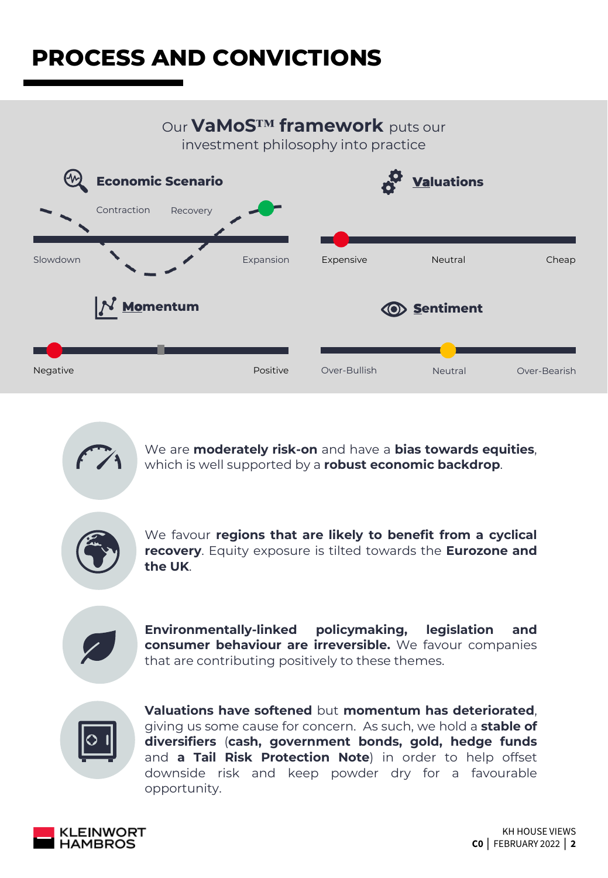# PROCESS AND CONVICTIONS

Our **VaMoS™ framework** puts our investment philosophy into practice

**Economic Scenario**

Contraction — Recovery

Slowdown — Expansion

**Valuations**

Expensive — Neutral — Cheap

**Momentum**

Negative — Positive

**Sentiment**

Over-Bullish — Neutral — Over-Bearish

We are **moderately risk-on** and have a **bias towards equities**, which is well supported by a **robust economic backdrop**.

We favour **regions that are likely to benefit from a cyclical recovery**. Equity exposure is tilted towards the **Eurozone and the UK**.

**Environmentally-linked policymaking, legislation and consumer behaviour are irreversible.** We favour companies that are contributing positively to these themes.

**Valuations have softened** but **momentum has deteriorated**, giving us some cause for concern. As such, we hold a **stable of diversifiers** (**cash, government bonds, gold, hedge funds** and **a Tail Risk Protection Note**) in order to help offset downside risk and keep powder dry for a favourable opportunity.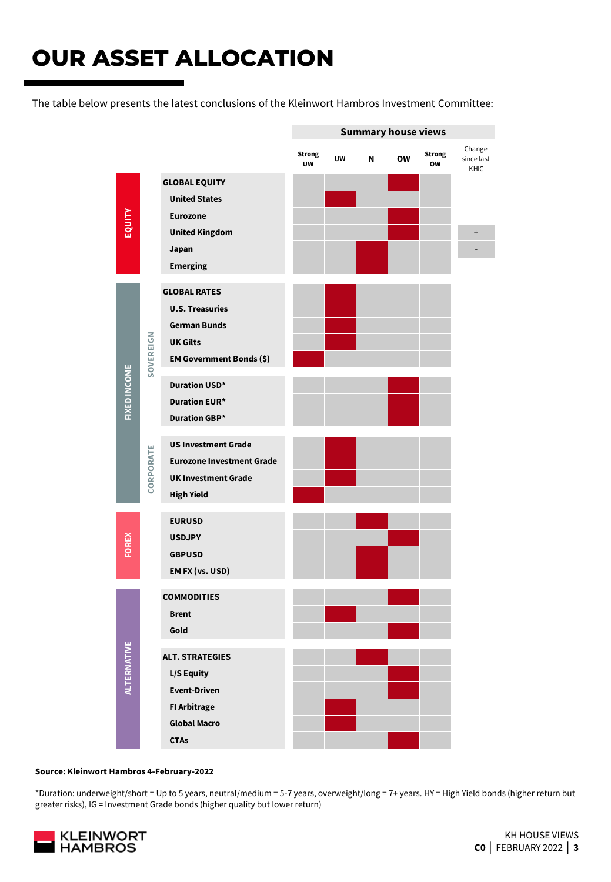# OUR ASSET ALLOCATION

The table below presents the latest conclusions of the Kleinwort Hambros Investment Committee:

| | | | Summary house views | | | | | |
|---|---|---|---|---|---|---|---|---|
| | | | Strong UW | UW | N | OW | Strong OW | Change since last KHIC |
| EQUITY | | **GLOBAL EQUITY** | | | | X | | |
| | | **United States** | | X | | | | |
| | | **Eurozone** | | | | X | | |
| | | **United Kingdom** | | | | X | | + |
| | | **Japan** | | | X | | | - |
| | | **Emerging** | | | X | | | |
| FIXED INCOME | SOVEREIGN | **GLOBAL RATES** | | X | | | | |
| | | **U.S. Treasuries** | | X | | | | |
| | | **German Bunds** | | X | | | | |
| | | **UK Gilts** | | X | | | | |
| | | **EM Government Bonds ($)** | X | | | | | |
| | | **Duration USD*** | | | | X | | |
| | | **Duration EUR*** | | | | X | | |
| | | **Duration GBP*** | | | | X | | |
| | CORPORATE | **US Investment Grade** | | X | | | | |
| | | **Eurozone Investment Grade** | | X | | | | |
| | | **UK Investment Grade** | | X | | | | |
| | | **High Yield** | X | | | | | |
| FOREX | | **EURUSD** | | | X | | | |
| | | **USDJPY** | | | | X | | |
| | | **GBPUSD** | | | X | | | |
| | | **EM FX (vs. USD)** | | | X | | | |
| ALTERNATIVE | | **COMMODITIES** | | | | X | | |
| | | **Brent** | | X | | | | |
| | | **Gold** | | | | X | | |
| | | **ALT. STRATEGIES** | | | X | | | |
| | | **L/S Equity** | | | | X | | |
| | | **Event-Driven** | | | | X | | |
| | | **FI Arbitrage** | | X | | | | |
| | | **Global Macro** | | X | | | | |
| | | **CTAs** | | | | X | | |

**Source: Kleinwort Hambros 4-February-2022**

*Duration: underweight/short = Up to 5 years, neutral/medium = 5-7 years, overweight/long = 7+ years. HY = High Yield bonds (higher return but greater risks), IG = Investment Grade bonds (higher quality but lower return)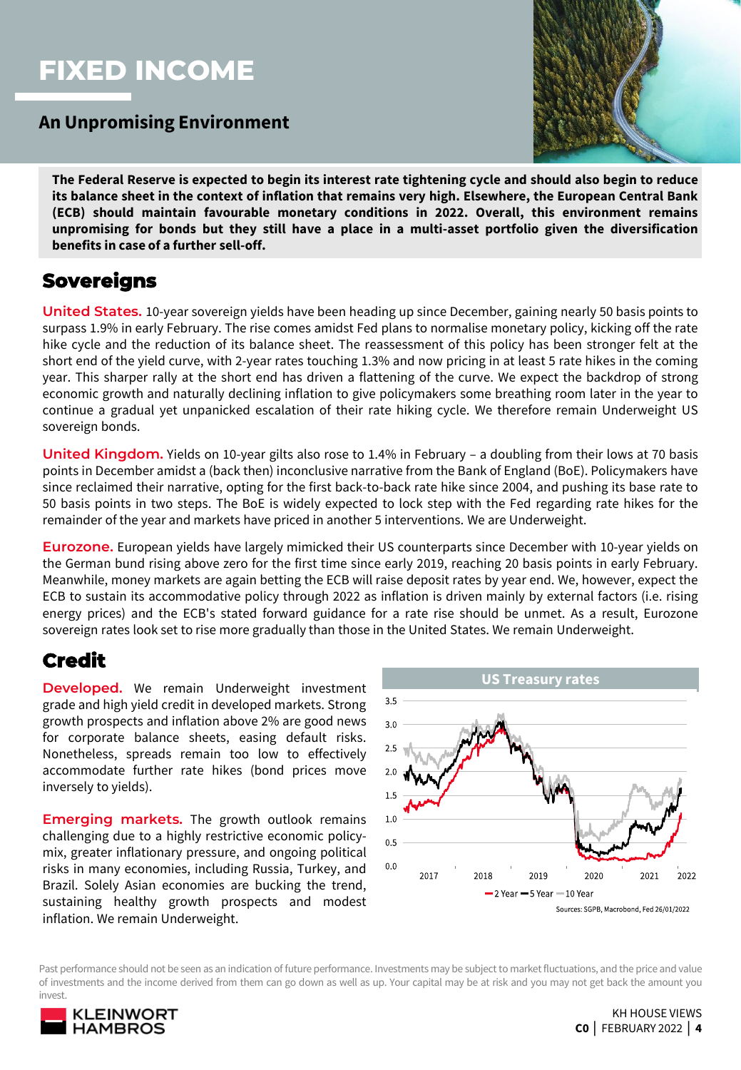# FIXED INCOME

## An Unpromising Environment

**The Federal Reserve is expected to begin its interest rate tightening cycle and should also begin to reduce its balance sheet in the context of inflation that remains very high. Elsewhere, the European Central Bank (ECB) should maintain favourable monetary conditions in 2022. Overall, this environment remains unpromising for bonds but they still have a place in a multi-asset portfolio given the diversification benefits in case of a further sell-off.**

## Sovereigns

**United States.** 10-year sovereign yields have been heading up since December, gaining nearly 50 basis points to surpass 1.9% in early February. The rise comes amidst Fed plans to normalise monetary policy, kicking off the rate hike cycle and the reduction of its balance sheet. The reassessment of this policy has been stronger felt at the short end of the yield curve, with 2-year rates touching 1.3% and now pricing in at least 5 rate hikes in the coming year. This sharper rally at the short end has driven a flattening of the curve. We expect the backdrop of strong economic growth and naturally declining inflation to give policymakers some breathing room later in the year to continue a gradual yet unpanicked escalation of their rate hiking cycle. We therefore remain Underweight US sovereign bonds.

**United Kingdom.** Yields on 10-year gilts also rose to 1.4% in February – a doubling from their lows at 70 basis points in December amidst a (back then) inconclusive narrative from the Bank of England (BoE). Policymakers have since reclaimed their narrative, opting for the first back-to-back rate hike since 2004, and pushing its base rate to 50 basis points in two steps. The BoE is widely expected to lock step with the Fed regarding rate hikes for the remainder of the year and markets have priced in another 5 interventions. We are Underweight.

**Eurozone.** European yields have largely mimicked their US counterparts since December with 10-year yields on the German bund rising above zero for the first time since early 2019, reaching 20 basis points in early February. Meanwhile, money markets are again betting the ECB will raise deposit rates by year end. We, however, expect the ECB to sustain its accommodative policy through 2022 as inflation is driven mainly by external factors (i.e. rising energy prices) and the ECB's stated forward guidance for a rate rise should be unmet. As a result, Eurozone sovereign rates look set to rise more gradually than those in the United States. We remain Underweight.

## Credit

**Developed.** We remain Underweight investment grade and high yield credit in developed markets. Strong growth prospects and inflation above 2% are good news for corporate balance sheets, easing default risks. Nonetheless, spreads remain too low to effectively accommodate further rate hikes (bond prices move inversely to yields).

**Emerging markets.** The growth outlook remains challenging due to a highly restrictive economic policy-mix, greater inflationary pressure, and ongoing political risks in many economies, including Russia, Turkey, and Brazil. Solely Asian economies are bucking the trend, sustaining healthy growth prospects and modest inflation. We remain Underweight.

**US Treasury rates**

Legend: 2 Year, 5 Year, 10 Year

Sources: SGPB, Macrobond, Fed 26/01/2022

Past performance should not be seen as an indication of future performance. Investments may be subject to market fluctuations, and the price and value of investments and the income derived from them can go down as well as up. Your capital may be at risk and you may not get back the amount you invest.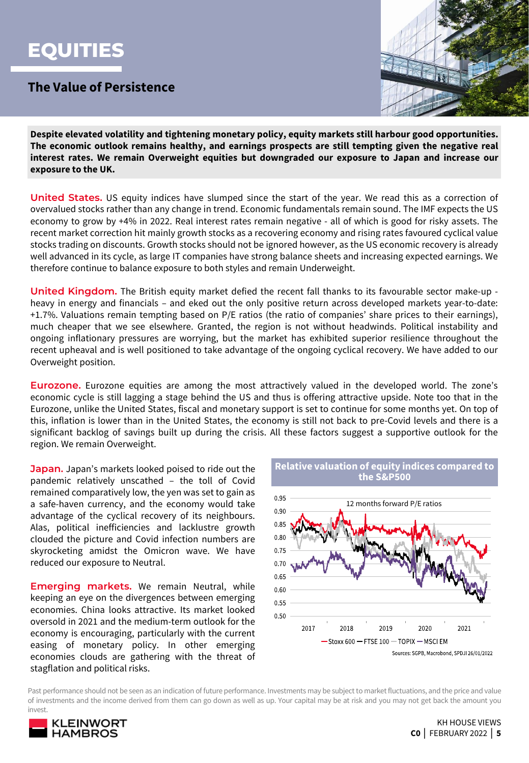# EQUITIES

## The Value of Persistence

**Despite elevated volatility and tightening monetary policy, equity markets still harbour good opportunities. The economic outlook remains healthy, and earnings prospects are still tempting given the negative real interest rates. We remain Overweight equities but downgraded our exposure to Japan and increase our exposure to the UK.**

**United States.** US equity indices have slumped since the start of the year. We read this as a correction of overvalued stocks rather than any change in trend. Economic fundamentals remain sound. The IMF expects the US economy to grow by +4% in 2022. Real interest rates remain negative - all of which is good for risky assets. The recent market correction hit mainly growth stocks as a recovering economy and rising rates favoured cyclical value stocks trading on discounts. Growth stocks should not be ignored however, as the US economic recovery is already well advanced in its cycle, as large IT companies have strong balance sheets and increasing expected earnings. We therefore continue to balance exposure to both styles and remain Underweight.

**United Kingdom.** The British equity market defied the recent fall thanks to its favourable sector make-up - heavy in energy and financials – and eked out the only positive return across developed markets year-to-date: +1.7%. Valuations remain tempting based on P/E ratios (the ratio of companies' share prices to their earnings), much cheaper that we see elsewhere. Granted, the region is not without headwinds. Political instability and ongoing inflationary pressures are worrying, but the market has exhibited superior resilience throughout the recent upheaval and is well positioned to take advantage of the ongoing cyclical recovery. We have added to our Overweight position.

**Eurozone.** Eurozone equities are among the most attractively valued in the developed world. The zone's economic cycle is still lagging a stage behind the US and thus is offering attractive upside. Note too that in the Eurozone, unlike the United States, fiscal and monetary support is set to continue for some months yet. On top of this, inflation is lower than in the United States, the economy is still not back to pre-Covid levels and there is a significant backlog of savings built up during the crisis. All these factors suggest a supportive outlook for the region. We remain Overweight.

**Japan.** Japan's markets looked poised to ride out the pandemic relatively unscathed – the toll of Covid remained comparatively low, the yen was set to gain as a safe-haven currency, and the economy would take advantage of the cyclical recovery of its neighbours. Alas, political inefficiencies and lacklustre growth clouded the picture and Covid infection numbers are skyrocketing amidst the Omicron wave. We have reduced our exposure to Neutral.

**Emerging markets.** We remain Neutral, while keeping an eye on the divergences between emerging economies. China looks attractive. Its market looked oversold in 2021 and the medium-term outlook for the economy is encouraging, particularly with the current easing of monetary policy. In other emerging economies clouds are gathering with the threat of stagflation and political risks.

**Relative valuation of equity indices compared to the S&P500**

12 months forward P/E ratios

Stoxx 600 — FTSE 100 — TOPIX — MSCI EM

Sources: SGPB, Macrobond, SPDJI 26/01/2022

Past performance should not be seen as an indication of future performance. Investments may be subject to market fluctuations, and the price and value of investments and the income derived from them can go down as well as up. Your capital may be at risk and you may not get back the amount you invest.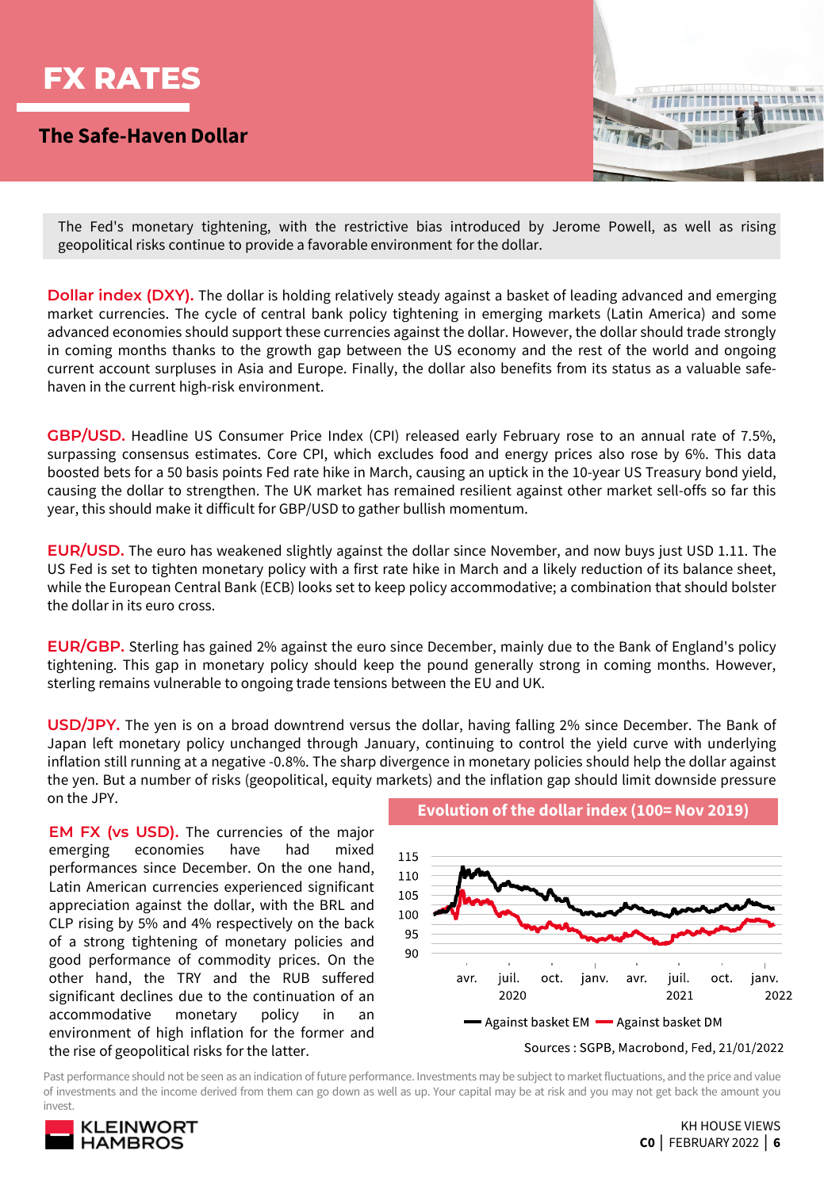# FX RATES

## The Safe-Haven Dollar

The Fed's monetary tightening, with the restrictive bias introduced by Jerome Powell, as well as rising geopolitical risks continue to provide a favorable environment for the dollar.

**Dollar index (DXY).** The dollar is holding relatively steady against a basket of leading advanced and emerging market currencies. The cycle of central bank policy tightening in emerging markets (Latin America) and some advanced economies should support these currencies against the dollar. However, the dollar should trade strongly in coming months thanks to the growth gap between the US economy and the rest of the world and ongoing current account surpluses in Asia and Europe. Finally, the dollar also benefits from its status as a valuable safe-haven in the current high-risk environment.

**GBP/USD.** Headline US Consumer Price Index (CPI) released early February rose to an annual rate of 7.5%, surpassing consensus estimates. Core CPI, which excludes food and energy prices also rose by 6%. This data boosted bets for a 50 basis points Fed rate hike in March, causing an uptick in the 10-year US Treasury bond yield, causing the dollar to strengthen. The UK market has remained resilient against other market sell-offs so far this year, this should make it difficult for GBP/USD to gather bullish momentum.

**EUR/USD.** The euro has weakened slightly against the dollar since November, and now buys just USD 1.11. The US Fed is set to tighten monetary policy with a first rate hike in March and a likely reduction of its balance sheet, while the European Central Bank (ECB) looks set to keep policy accommodative; a combination that should bolster the dollar in its euro cross.

**EUR/GBP.** Sterling has gained 2% against the euro since December, mainly due to the Bank of England's policy tightening. This gap in monetary policy should keep the pound generally strong in coming months. However, sterling remains vulnerable to ongoing trade tensions between the EU and UK.

**USD/JPY.** The yen is on a broad downtrend versus the dollar, having falling 2% since December. The Bank of Japan left monetary policy unchanged through January, continuing to control the yield curve with underlying inflation still running at a negative -0.8%. The sharp divergence in monetary policies should help the dollar against the yen. But a number of risks (geopolitical, equity markets) and the inflation gap should limit downside pressure on the JPY.

**EM FX (vs USD).** The currencies of the major emerging economies have had mixed performances since December. On the one hand, Latin American currencies experienced significant appreciation against the dollar, with the BRL and CLP rising by 5% and 4% respectively on the back of a strong tightening of monetary policies and good performance of commodity prices. On the other hand, the TRY and the RUB suffered significant declines due to the continuation of an accommodative monetary policy in an environment of high inflation for the former and the rise of geopolitical risks for the latter.

**Evolution of the dollar index (100= Nov 2019)**

Against basket EM — Against basket DM

Sources : SGPB, Macrobond, Fed, 21/01/2022

Past performance should not be seen as an indication of future performance. Investments may be subject to market fluctuations, and the price and value of investments and the income derived from them can go down as well as up. Your capital may be at risk and you may not get back the amount you invest.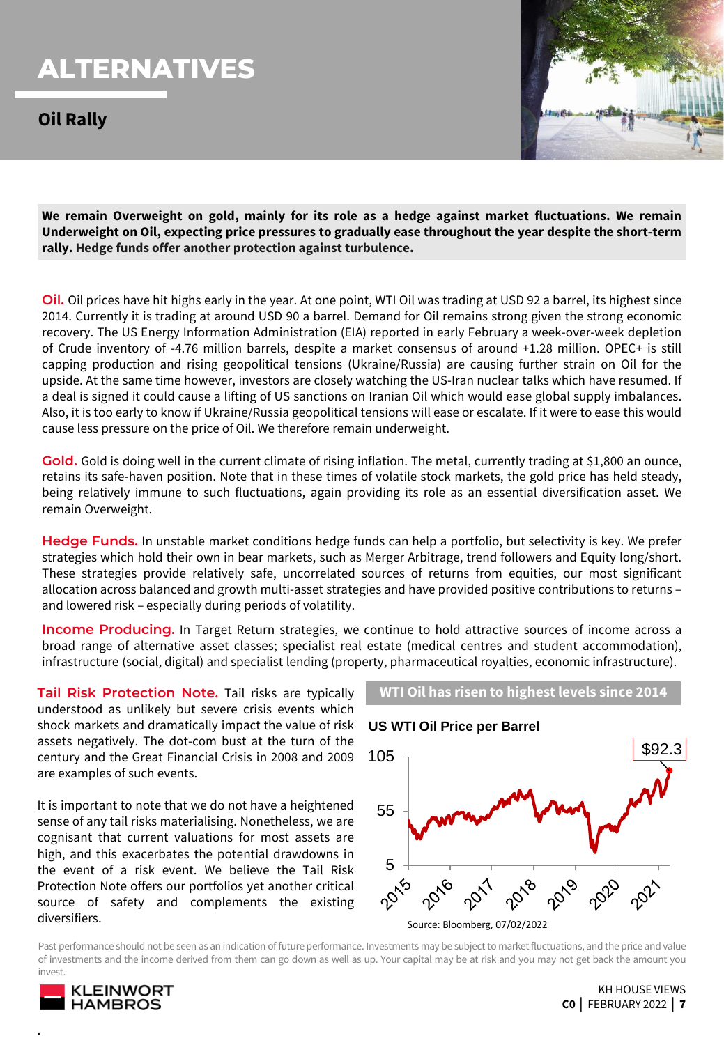# ALTERNATIVES

## Oil Rally

**We remain Overweight on gold, mainly for its role as a hedge against market fluctuations. We remain Underweight on Oil, expecting price pressures to gradually ease throughout the year despite the short-term rally. Hedge funds offer another protection against turbulence.**

**Oil.** Oil prices have hit highs early in the year. At one point, WTI Oil was trading at USD 92 a barrel, its highest since 2014. Currently it is trading at around USD 90 a barrel. Demand for Oil remains strong given the strong economic recovery. The US Energy Information Administration (EIA) reported in early February a week-over-week depletion of Crude inventory of -4.76 million barrels, despite a market consensus of around +1.28 million. OPEC+ is still capping production and rising geopolitical tensions (Ukraine/Russia) are causing further strain on Oil for the upside. At the same time however, investors are closely watching the US-Iran nuclear talks which have resumed. If a deal is signed it could cause a lifting of US sanctions on Iranian Oil which would ease global supply imbalances. Also, it is too early to know if Ukraine/Russia geopolitical tensions will ease or escalate. If it were to ease this would cause less pressure on the price of Oil. We therefore remain underweight.

**Gold.** Gold is doing well in the current climate of rising inflation. The metal, currently trading at $1,800 an ounce, retains its safe-haven position. Note that in these times of volatile stock markets, the gold price has held steady, being relatively immune to such fluctuations, again providing its role as an essential diversification asset. We remain Overweight.

**Hedge Funds.** In unstable market conditions hedge funds can help a portfolio, but selectivity is key. We prefer strategies which hold their own in bear markets, such as Merger Arbitrage, trend followers and Equity long/short. These strategies provide relatively safe, uncorrelated sources of returns from equities, our most significant allocation across balanced and growth multi-asset strategies and have provided positive contributions to returns – and lowered risk – especially during periods of volatility.

**Income Producing.** In Target Return strategies, we continue to hold attractive sources of income across a broad range of alternative asset classes; specialist real estate (medical centres and student accommodation), infrastructure (social, digital) and specialist lending (property, pharmaceutical royalties, economic infrastructure).

**Tail Risk Protection Note.** Tail risks are typically understood as unlikely but severe crisis events which shock markets and dramatically impact the value of risk assets negatively. The dot-com bust at the turn of the century and the Great Financial Crisis in 2008 and 2009 are examples of such events.

It is important to note that we do not have a heightened sense of any tail risks materialising. Nonetheless, we are cognisant that current valuations for most assets are high, and this exacerbates the potential drawdowns in the event of a risk event. We believe the Tail Risk Protection Note offers our portfolios yet another critical source of safety and complements the existing diversifiers.

**WTI Oil has risen to highest levels since 2014**

US WTI Oil Price per Barrel

Source: Bloomberg, 07/02/2022

Past performance should not be seen as an indication of future performance. Investments may be subject to market fluctuations, and the price and value of investments and the income derived from them can go down as well as up. Your capital may be at risk and you may not get back the amount you invest.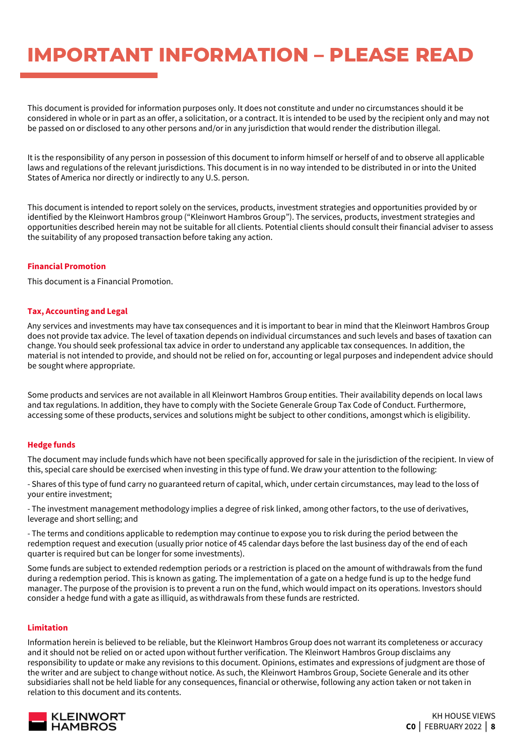# IMPORTANT INFORMATION – PLEASE READ

This document is provided for information purposes only. It does not constitute and under no circumstances should it be considered in whole or in part as an offer, a solicitation, or a contract. It is intended to be used by the recipient only and may not be passed on or disclosed to any other persons and/or in any jurisdiction that would render the distribution illegal.

It is the responsibility of any person in possession of this document to inform himself or herself of and to observe all applicable laws and regulations of the relevant jurisdictions. This document is in no way intended to be distributed in or into the United States of America nor directly or indirectly to any U.S. person.

This document is intended to report solely on the services, products, investment strategies and opportunities provided by or identified by the Kleinwort Hambros group ("Kleinwort Hambros Group"). The services, products, investment strategies and opportunities described herein may not be suitable for all clients. Potential clients should consult their financial adviser to assess the suitability of any proposed transaction before taking any action.

**Financial Promotion**

This document is a Financial Promotion.

**Tax, Accounting and Legal**

Any services and investments may have tax consequences and it is important to bear in mind that the Kleinwort Hambros Group does not provide tax advice. The level of taxation depends on individual circumstances and such levels and bases of taxation can change. You should seek professional tax advice in order to understand any applicable tax consequences. In addition, the material is not intended to provide, and should not be relied on for, accounting or legal purposes and independent advice should be sought where appropriate.

Some products and services are not available in all Kleinwort Hambros Group entities. Their availability depends on local laws and tax regulations. In addition, they have to comply with the Societe Generale Group Tax Code of Conduct. Furthermore, accessing some of these products, services and solutions might be subject to other conditions, amongst which is eligibility.

**Hedge funds**

The document may include funds which have not been specifically approved for sale in the jurisdiction of the recipient. In view of this, special care should be exercised when investing in this type of fund. We draw your attention to the following:

- Shares of this type of fund carry no guaranteed return of capital, which, under certain circumstances, may lead to the loss of your entire investment;

- The investment management methodology implies a degree of risk linked, among other factors, to the use of derivatives, leverage and short selling; and

- The terms and conditions applicable to redemption may continue to expose you to risk during the period between the redemption request and execution (usually prior notice of 45 calendar days before the last business day of the end of each quarter is required but can be longer for some investments).

Some funds are subject to extended redemption periods or a restriction is placed on the amount of withdrawals from the fund during a redemption period. This is known as gating. The implementation of a gate on a hedge fund is up to the hedge fund manager. The purpose of the provision is to prevent a run on the fund, which would impact on its operations. Investors should consider a hedge fund with a gate as illiquid, as withdrawals from these funds are restricted.

**Limitation**

Information herein is believed to be reliable, but the Kleinwort Hambros Group does not warrant its completeness or accuracy and it should not be relied on or acted upon without further verification. The Kleinwort Hambros Group disclaims any responsibility to update or make any revisions to this document. Opinions, estimates and expressions of judgment are those of the writer and are subject to change without notice. As such, the Kleinwort Hambros Group, Societe Generale and its other subsidiaries shall not be held liable for any consequences, financial or otherwise, following any action taken or not taken in relation to this document and its contents.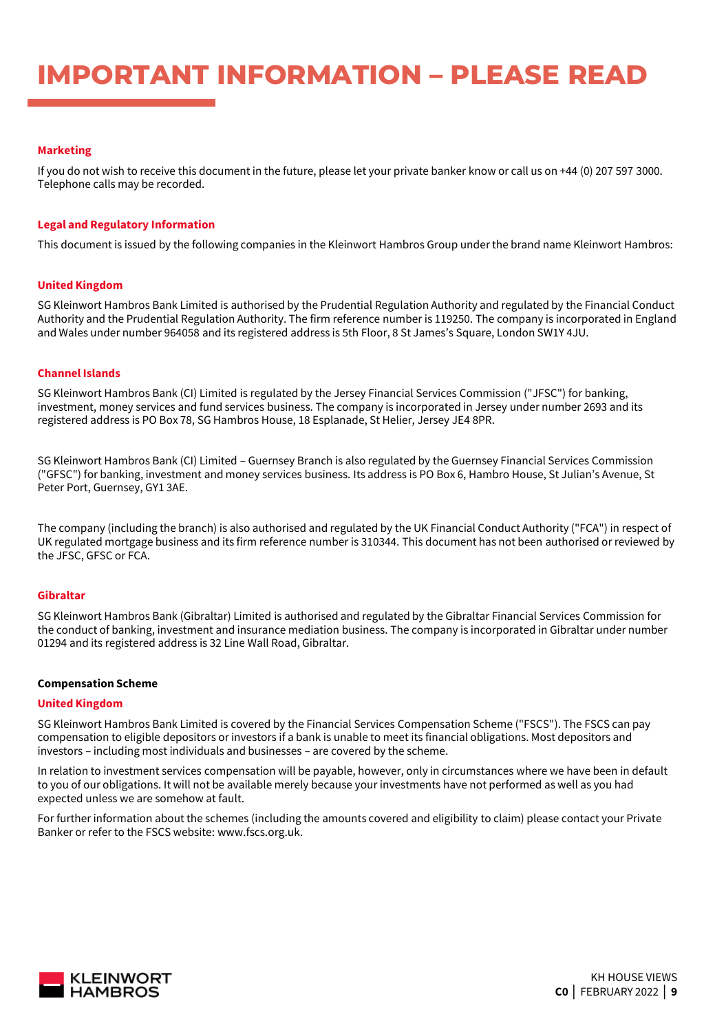# IMPORTANT INFORMATION – PLEASE READ

### Marketing

If you do not wish to receive this document in the future, please let your private banker know or call us on +44 (0) 207 597 3000. Telephone calls may be recorded.

### Legal and Regulatory Information

This document is issued by the following companies in the Kleinwort Hambros Group under the brand name Kleinwort Hambros:

### United Kingdom

SG Kleinwort Hambros Bank Limited is authorised by the Prudential Regulation Authority and regulated by the Financial Conduct Authority and the Prudential Regulation Authority. The firm reference number is 119250. The company is incorporated in England and Wales under number 964058 and its registered address is 5th Floor, 8 St James's Square, London SW1Y 4JU.

### Channel Islands

SG Kleinwort Hambros Bank (CI) Limited is regulated by the Jersey Financial Services Commission ("JFSC") for banking, investment, money services and fund services business. The company is incorporated in Jersey under number 2693 and its registered address is PO Box 78, SG Hambros House, 18 Esplanade, St Helier, Jersey JE4 8PR.

SG Kleinwort Hambros Bank (CI) Limited – Guernsey Branch is also regulated by the Guernsey Financial Services Commission ("GFSC") for banking, investment and money services business. Its address is PO Box 6, Hambro House, St Julian's Avenue, St Peter Port, Guernsey, GY1 3AE.

The company (including the branch) is also authorised and regulated by the UK Financial Conduct Authority ("FCA") in respect of UK regulated mortgage business and its firm reference number is 310344. This document has not been authorised or reviewed by the JFSC, GFSC or FCA.

### Gibraltar

SG Kleinwort Hambros Bank (Gibraltar) Limited is authorised and regulated by the Gibraltar Financial Services Commission for the conduct of banking, investment and insurance mediation business. The company is incorporated in Gibraltar under number 01294 and its registered address is 32 Line Wall Road, Gibraltar.

**Compensation Scheme**

### United Kingdom

SG Kleinwort Hambros Bank Limited is covered by the Financial Services Compensation Scheme ("FSCS"). The FSCS can pay compensation to eligible depositors or investors if a bank is unable to meet its financial obligations. Most depositors and investors – including most individuals and businesses – are covered by the scheme.

In relation to investment services compensation will be payable, however, only in circumstances where we have been in default to you of our obligations. It will not be available merely because your investments have not performed as well as you had expected unless we are somehow at fault.

For further information about the schemes (including the amounts covered and eligibility to claim) please contact your Private Banker or refer to the FSCS website: www.fscs.org.uk.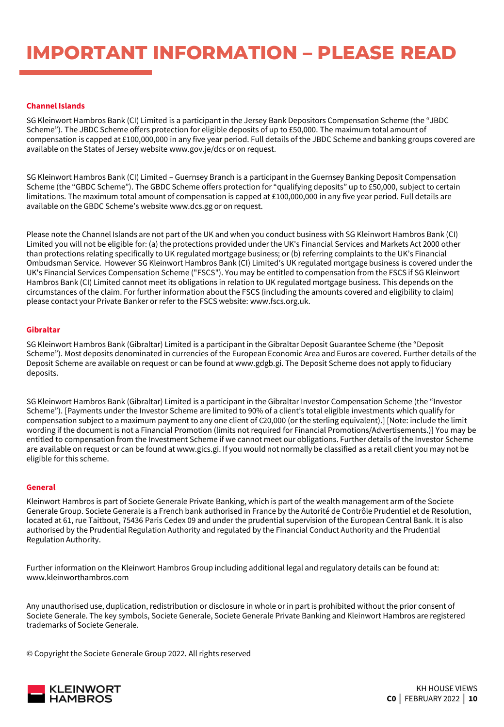# IMPORTANT INFORMATION – PLEASE READ

## Channel Islands

SG Kleinwort Hambros Bank (CI) Limited is a participant in the Jersey Bank Depositors Compensation Scheme (the "JBDC Scheme"). The JBDC Scheme offers protection for eligible deposits of up to £50,000. The maximum total amount of compensation is capped at £100,000,000 in any five year period. Full details of the JBDC Scheme and banking groups covered are available on the States of Jersey website www.gov.je/dcs or on request.

SG Kleinwort Hambros Bank (CI) Limited – Guernsey Branch is a participant in the Guernsey Banking Deposit Compensation Scheme (the "GBDC Scheme"). The GBDC Scheme offers protection for "qualifying deposits" up to £50,000, subject to certain limitations. The maximum total amount of compensation is capped at £100,000,000 in any five year period. Full details are available on the GBDC Scheme's website www.dcs.gg or on request.

Please note the Channel Islands are not part of the UK and when you conduct business with SG Kleinwort Hambros Bank (CI) Limited you will not be eligible for: (a) the protections provided under the UK's Financial Services and Markets Act 2000 other than protections relating specifically to UK regulated mortgage business; or (b) referring complaints to the UK's Financial Ombudsman Service. However SG Kleinwort Hambros Bank (CI) Limited's UK regulated mortgage business is covered under the UK's Financial Services Compensation Scheme ("FSCS"). You may be entitled to compensation from the FSCS if SG Kleinwort Hambros Bank (CI) Limited cannot meet its obligations in relation to UK regulated mortgage business. This depends on the circumstances of the claim. For further information about the FSCS (including the amounts covered and eligibility to claim) please contact your Private Banker or refer to the FSCS website: www.fscs.org.uk.

## Gibraltar

SG Kleinwort Hambros Bank (Gibraltar) Limited is a participant in the Gibraltar Deposit Guarantee Scheme (the "Deposit Scheme"). Most deposits denominated in currencies of the European Economic Area and Euros are covered. Further details of the Deposit Scheme are available on request or can be found at www.gdgb.gi. The Deposit Scheme does not apply to fiduciary deposits.

SG Kleinwort Hambros Bank (Gibraltar) Limited is a participant in the Gibraltar Investor Compensation Scheme (the "Investor Scheme"). [Payments under the Investor Scheme are limited to 90% of a client's total eligible investments which qualify for compensation subject to a maximum payment to any one client of €20,000 (or the sterling equivalent).] [Note: include the limit wording if the document is not a Financial Promotion (limits not required for Financial Promotions/Advertisements.)] You may be entitled to compensation from the Investment Scheme if we cannot meet our obligations. Further details of the Investor Scheme are available on request or can be found at www.gics.gi. If you would not normally be classified as a retail client you may not be eligible for this scheme.

## General

Kleinwort Hambros is part of Societe Generale Private Banking, which is part of the wealth management arm of the Societe Generale Group. Societe Generale is a French bank authorised in France by the Autorité de Contrôle Prudentiel et de Resolution, located at 61, rue Taitbout, 75436 Paris Cedex 09 and under the prudential supervision of the European Central Bank. It is also authorised by the Prudential Regulation Authority and regulated by the Financial Conduct Authority and the Prudential Regulation Authority.

Further information on the Kleinwort Hambros Group including additional legal and regulatory details can be found at: www.kleinworthambros.com

Any unauthorised use, duplication, redistribution or disclosure in whole or in part is prohibited without the prior consent of Societe Generale. The key symbols, Societe Generale, Societe Generale Private Banking and Kleinwort Hambros are registered trademarks of Societe Generale.

© Copyright the Societe Generale Group 2022. All rights reserved